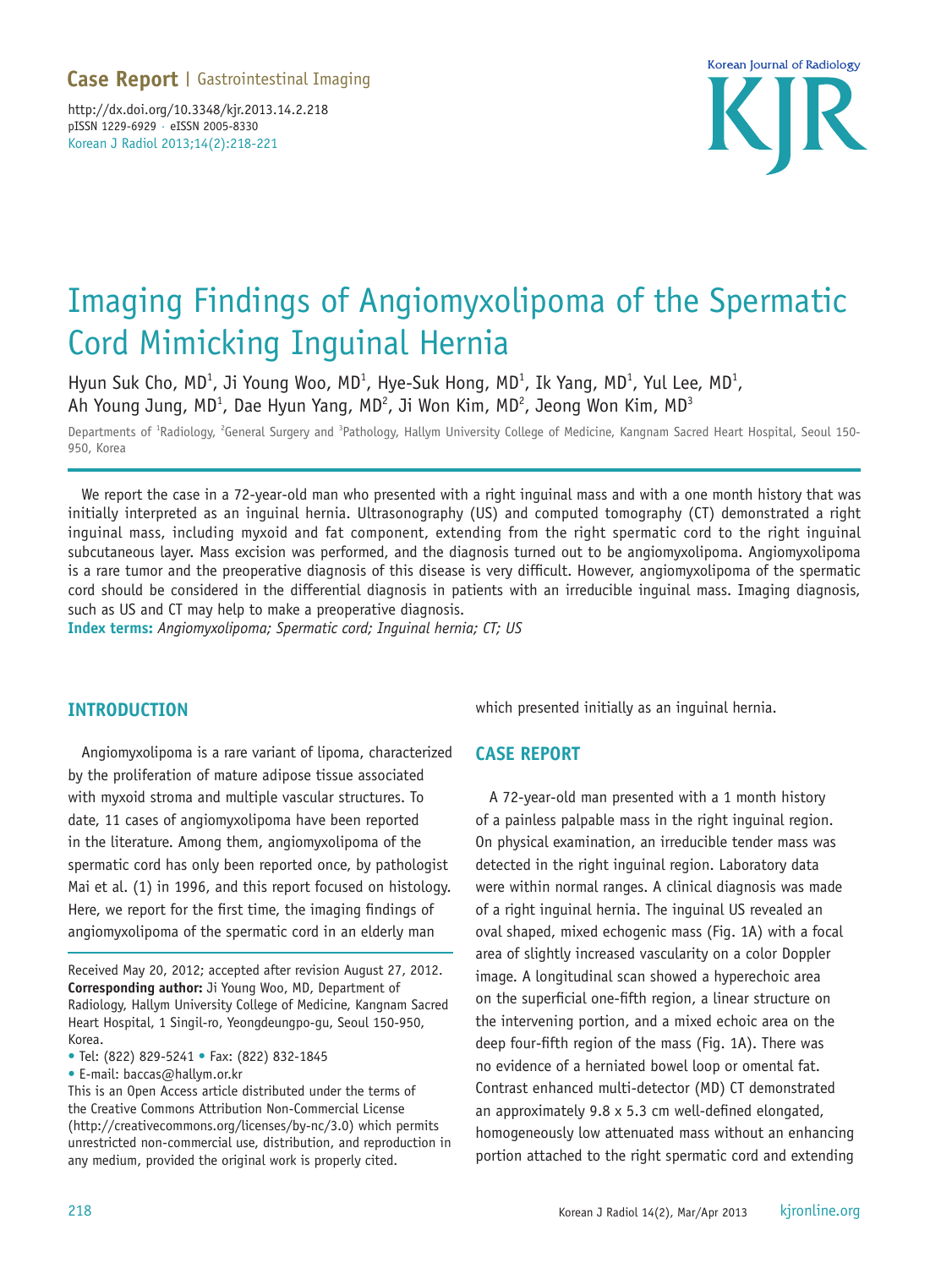Case Report | Gastrointestinal Imaging

http://dx.doi.org/10.3348/kjr.2013.14.2.218
pISSN 1229-6929 · eISSN 2005-8330
Korean J Radiol 2013;14(2):218-221

# Imaging Findings of Angiomyxolipoma of the Spermatic Cord Mimicking Inguinal Hernia

Hyun Suk Cho, MD[1], Ji Young Woo, MD[1], Hye-Suk Hong, MD[1], Ik Yang, MD[1], Yul Lee, MD[1], Ah Young Jung, MD[1], Dae Hyun Yang, MD[2], Ji Won Kim, MD[2], Jeong Won Kim, MD[3]

Departments of [1]Radiology, [2]General Surgery and [3]Pathology, Hallym University College of Medicine, Kangnam Sacred Heart Hospital, Seoul 150-950, Korea

We report the case in a 72-year-old man who presented with a right inguinal mass and with a one month history that was initially interpreted as an inguinal hernia. Ultrasonography (US) and computed tomography (CT) demonstrated a right inguinal mass, including myxoid and fat component, extending from the right spermatic cord to the right inguinal subcutaneous layer. Mass excision was performed, and the diagnosis turned out to be angiomyxolipoma. Angiomyxolipoma is a rare tumor and the preoperative diagnosis of this disease is very difficult. However, angiomyxolipoma of the spermatic cord should be considered in the differential diagnosis in patients with an irreducible inguinal mass. Imaging diagnosis, such as US and CT may help to make a preoperative diagnosis.

**Index terms:** *Angiomyxolipoma; Spermatic cord; Inguinal hernia; CT; US*

## INTRODUCTION

Angiomyxolipoma is a rare variant of lipoma, characterized by the proliferation of mature adipose tissue associated with myxoid stroma and multiple vascular structures. To date, 11 cases of angiomyxolipoma have been reported in the literature. Among them, angiomyxolipoma of the spermatic cord has only been reported once, by pathologist Mai et al. (1) in 1996, and this report focused on histology. Here, we report for the first time, the imaging findings of angiomyxolipoma of the spermatic cord in an elderly man which presented initially as an inguinal hernia.

## CASE REPORT

A 72-year-old man presented with a 1 month history of a painless palpable mass in the right inguinal region. On physical examination, an irreducible tender mass was detected in the right inguinal region. Laboratory data were within normal ranges. A clinical diagnosis was made of a right inguinal hernia. The inguinal US revealed an oval shaped, mixed echogenic mass (Fig. 1A) with a focal area of slightly increased vascularity on a color Doppler image. A longitudinal scan showed a hyperechoic area on the superficial one-fifth region, a linear structure on the intervening portion, and a mixed echoic area on the deep four-fifth region of the mass (Fig. 1A). There was no evidence of a herniated bowel loop or omental fat. Contrast enhanced multi-detector (MD) CT demonstrated an approximately 9.8 x 5.3 cm well-defined elongated, homogeneously low attenuated mass without an enhancing portion attached to the right spermatic cord and extending

Received May 20, 2012; accepted after revision August 27, 2012.
**Corresponding author:** Ji Young Woo, MD, Department of Radiology, Hallym University College of Medicine, Kangnam Sacred Heart Hospital, 1 Singil-ro, Yeongdeungpo-gu, Seoul 150-950, Korea.
• Tel: (822) 829-5241 • Fax: (822) 832-1845
• E-mail: baccas@hallym.or.kr
This is an Open Access article distributed under the terms of the Creative Commons Attribution Non-Commercial License (http://creativecommons.org/licenses/by-nc/3.0) which permits unrestricted non-commercial use, distribution, and reproduction in any medium, provided the original work is properly cited.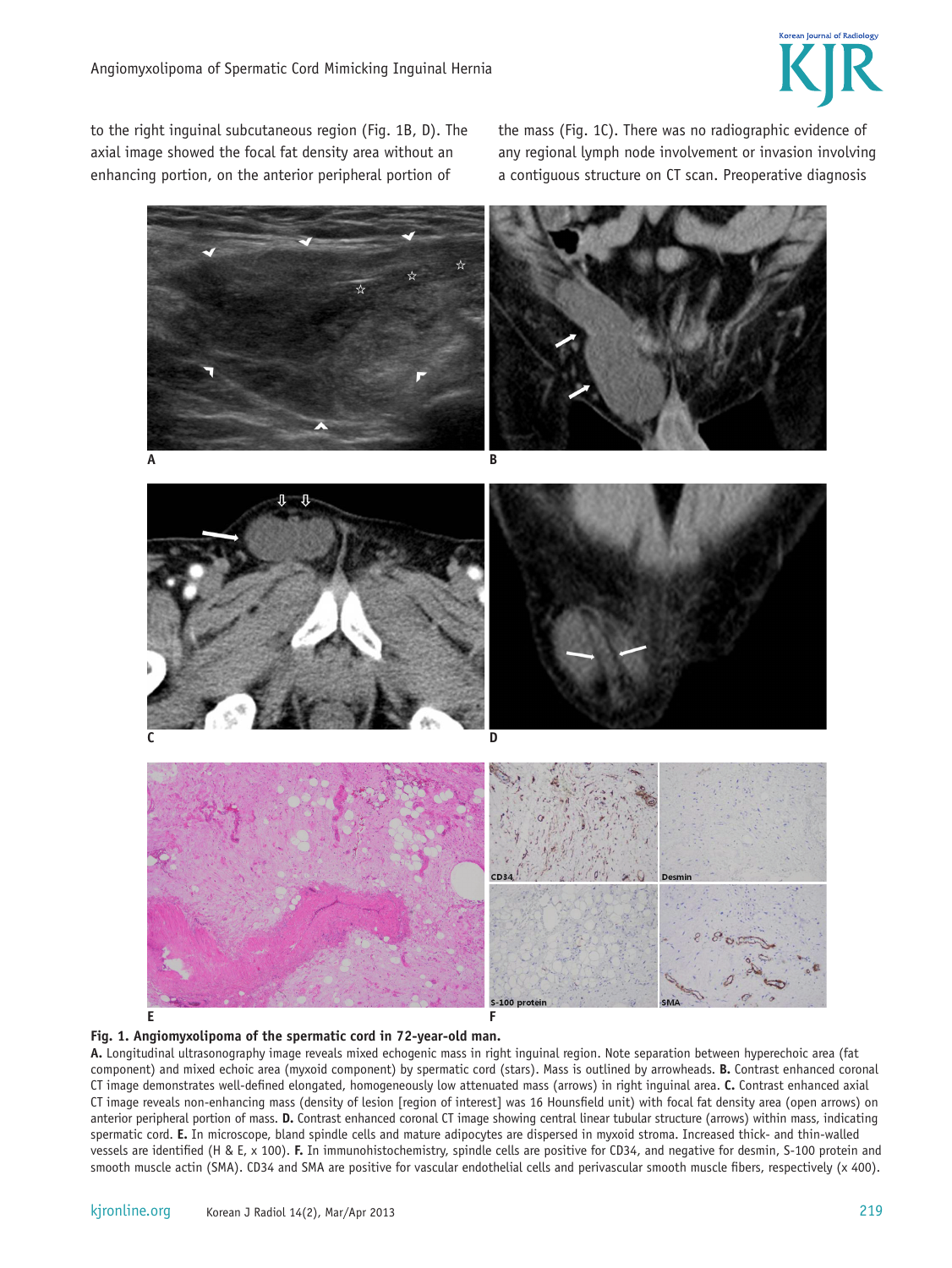to the right inguinal subcutaneous region (Fig. 1B, D). The axial image showed the focal fat density area without an enhancing portion, on the anterior peripheral portion of the mass (Fig. 1C). There was no radiographic evidence of any regional lymph node involvement or invasion involving a contiguous structure on CT scan. Preoperative diagnosis

**Fig. 1. Angiomyxolipoma of the spermatic cord in 72-year-old man.**
**A.** Longitudinal ultrasonography image reveals mixed echogenic mass in right inguinal region. Note separation between hyperechoic area (fat component) and mixed echoic area (myxoid component) by spermatic cord (stars). Mass is outlined by arrowheads. **B.** Contrast enhanced coronal CT image demonstrates well-defined elongated, homogeneously low attenuated mass (arrows) in right inguinal area. **C.** Contrast enhanced axial CT image reveals non-enhancing mass (density of lesion [region of interest] was 16 Hounsfield unit) with focal fat density area (open arrows) on anterior peripheral portion of mass. **D.** Contrast enhanced coronal CT image showing central linear tubular structure (arrows) within mass, indicating spermatic cord. **E.** In microscope, bland spindle cells and mature adipocytes are dispersed in myxoid stroma. Increased thick- and thin-walled vessels are identified (H & E, x 100). **F.** In immunohistochemistry, spindle cells are positive for CD34, and negative for desmin, S-100 protein and smooth muscle actin (SMA). CD34 and SMA are positive for vascular endothelial cells and perivascular smooth muscle fibers, respectively (x 400).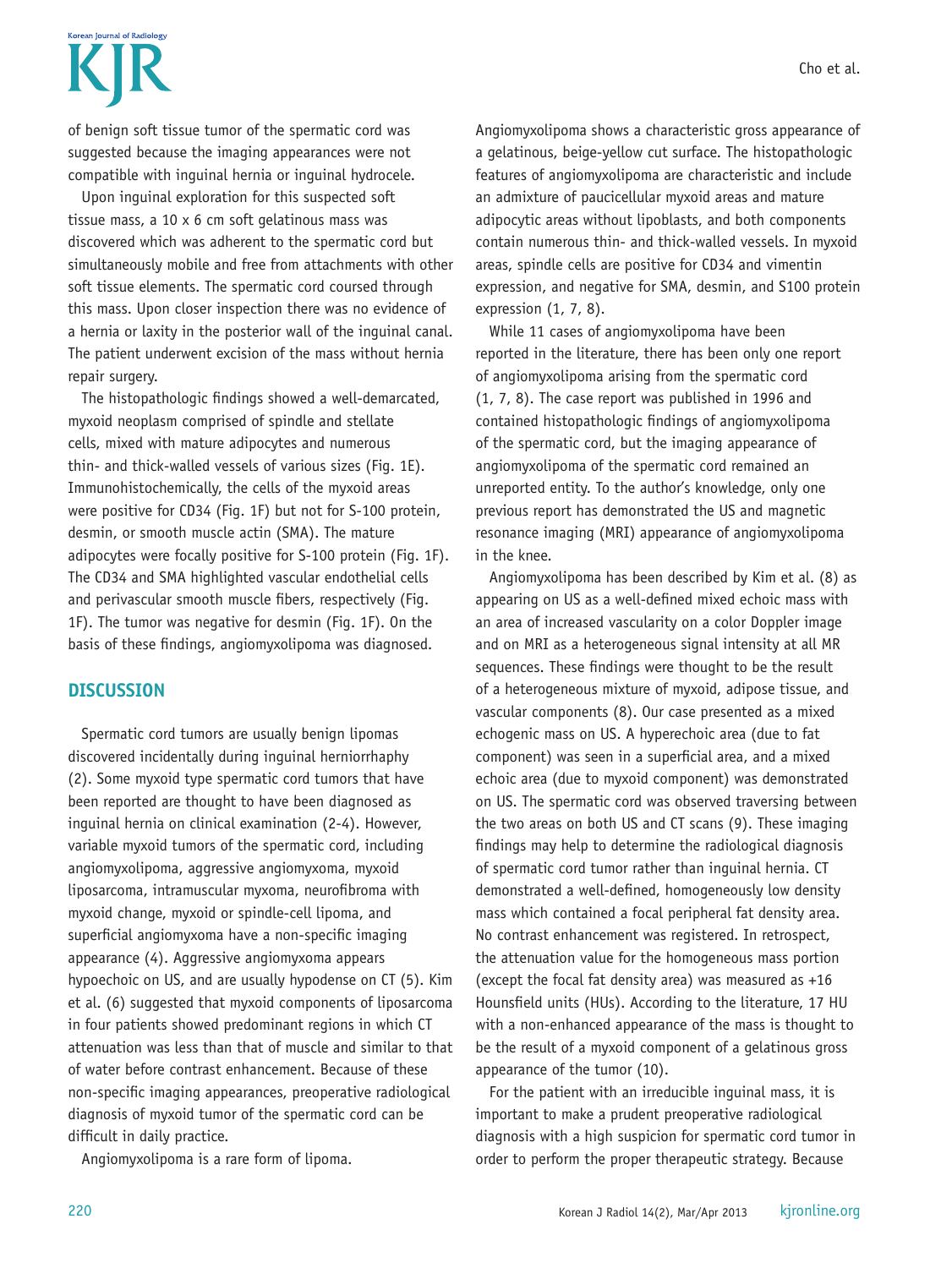of benign soft tissue tumor of the spermatic cord was suggested because the imaging appearances were not compatible with inguinal hernia or inguinal hydrocele.

Upon inguinal exploration for this suspected soft tissue mass, a 10 x 6 cm soft gelatinous mass was discovered which was adherent to the spermatic cord but simultaneously mobile and free from attachments with other soft tissue elements. The spermatic cord coursed through this mass. Upon closer inspection there was no evidence of a hernia or laxity in the posterior wall of the inguinal canal. The patient underwent excision of the mass without hernia repair surgery.

The histopathologic findings showed a well-demarcated, myxoid neoplasm comprised of spindle and stellate cells, mixed with mature adipocytes and numerous thin- and thick-walled vessels of various sizes (Fig. 1E). Immunohistochemically, the cells of the myxoid areas were positive for CD34 (Fig. 1F) but not for S-100 protein, desmin, or smooth muscle actin (SMA). The mature adipocytes were focally positive for S-100 protein (Fig. 1F). The CD34 and SMA highlighted vascular endothelial cells and perivascular smooth muscle fibers, respectively (Fig. 1F). The tumor was negative for desmin (Fig. 1F). On the basis of these findings, angiomyxolipoma was diagnosed.

## DISCUSSION

Spermatic cord tumors are usually benign lipomas discovered incidentally during inguinal herniorrhaphy (2). Some myxoid type spermatic cord tumors that have been reported are thought to have been diagnosed as inguinal hernia on clinical examination (2-4). However, variable myxoid tumors of the spermatic cord, including angiomyxolipoma, aggressive angiomyxoma, myxoid liposarcoma, intramuscular myxoma, neurofibroma with myxoid change, myxoid or spindle-cell lipoma, and superficial angiomyxoma have a non-specific imaging appearance (4). Aggressive angiomyxoma appears hypoechoic on US, and are usually hypodense on CT (5). Kim et al. (6) suggested that myxoid components of liposarcoma in four patients showed predominant regions in which CT attenuation was less than that of muscle and similar to that of water before contrast enhancement. Because of these non-specific imaging appearances, preoperative radiological diagnosis of myxoid tumor of the spermatic cord can be difficult in daily practice.

Angiomyxolipoma is a rare form of lipoma. Angiomyxolipoma shows a characteristic gross appearance of a gelatinous, beige-yellow cut surface. The histopathologic features of angiomyxolipoma are characteristic and include an admixture of paucicellular myxoid areas and mature adipocytic areas without lipoblasts, and both components contain numerous thin- and thick-walled vessels. In myxoid areas, spindle cells are positive for CD34 and vimentin expression, and negative for SMA, desmin, and S100 protein expression (1, 7, 8).

While 11 cases of angiomyxolipoma have been reported in the literature, there has been only one report of angiomyxolipoma arising from the spermatic cord (1, 7, 8). The case report was published in 1996 and contained histopathologic findings of angiomyxolipoma of the spermatic cord, but the imaging appearance of angiomyxolipoma of the spermatic cord remained an unreported entity. To the author's knowledge, only one previous report has demonstrated the US and magnetic resonance imaging (MRI) appearance of angiomyxolipoma in the knee.

Angiomyxolipoma has been described by Kim et al. (8) as appearing on US as a well-defined mixed echoic mass with an area of increased vascularity on a color Doppler image and on MRI as a heterogeneous signal intensity at all MR sequences. These findings were thought to be the result of a heterogeneous mixture of myxoid, adipose tissue, and vascular components (8). Our case presented as a mixed echogenic mass on US. A hyperechoic area (due to fat component) was seen in a superficial area, and a mixed echoic area (due to myxoid component) was demonstrated on US. The spermatic cord was observed traversing between the two areas on both US and CT scans (9). These imaging findings may help to determine the radiological diagnosis of spermatic cord tumor rather than inguinal hernia. CT demonstrated a well-defined, homogeneously low density mass which contained a focal peripheral fat density area. No contrast enhancement was registered. In retrospect, the attenuation value for the homogeneous mass portion (except the focal fat density area) was measured as +16 Hounsfield units (HUs). According to the literature, 17 HU with a non-enhanced appearance of the mass is thought to be the result of a myxoid component of a gelatinous gross appearance of the tumor (10).

For the patient with an irreducible inguinal mass, it is important to make a prudent preoperative radiological diagnosis with a high suspicion for spermatic cord tumor in order to perform the proper therapeutic strategy. Because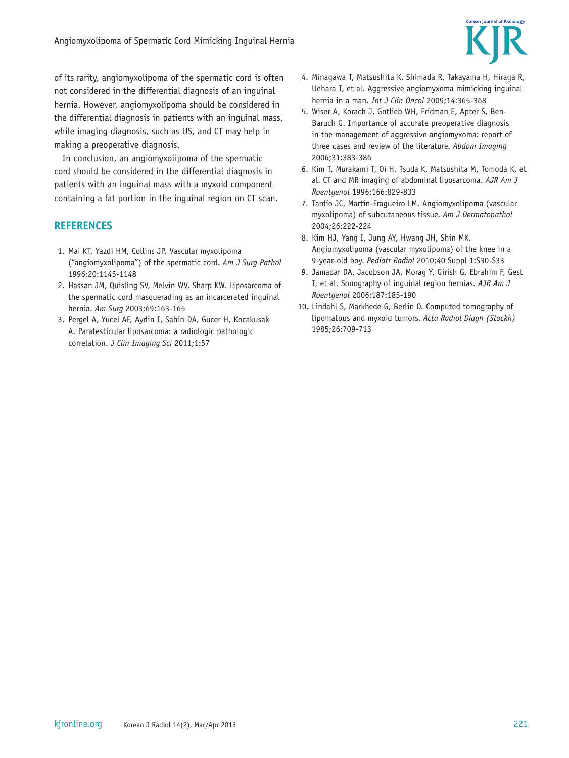of its rarity, angiomyxolipoma of the spermatic cord is often not considered in the differential diagnosis of an inguinal hernia. However, angiomyxolipoma should be considered in the differential diagnosis in patients with an inguinal mass, while imaging diagnosis, such as US, and CT may help in making a preoperative diagnosis.

In conclusion, an angiomyxolipoma of the spermatic cord should be considered in the differential diagnosis in patients with an inguinal mass with a myxoid component containing a fat portion in the inguinal region on CT scan.

## REFERENCES

1. Mai KT, Yazdi HM, Collins JP. Vascular myxolipoma ("angiomyxolipoma") of the spermatic cord. *Am J Surg Pathol* 1996;20:1145-1148
2. Hassan JM, Quisling SV, Melvin WV, Sharp KW. Liposarcoma of the spermatic cord masquerading as an incarcerated inguinal hernia. *Am Surg* 2003;69:163-165
3. Pergel A, Yucel AF, Aydin I, Sahin DA, Gucer H, Kocakusak A. Paratesticular liposarcoma: a radiologic pathologic correlation. *J Clin Imaging Sci* 2011;1:57
4. Minagawa T, Matsushita K, Shimada R, Takayama H, Hiraga R, Uehara T, et al. Aggressive angiomyxoma mimicking inguinal hernia in a man. *Int J Clin Oncol* 2009;14:365-368
5. Wiser A, Korach J, Gotlieb WH, Fridman E, Apter S, Ben-Baruch G. Importance of accurate preoperative diagnosis in the management of aggressive angiomyxoma: report of three cases and review of the literature. *Abdom Imaging* 2006;31:383-386
6. Kim T, Murakami T, Oi H, Tsuda K, Matsushita M, Tomoda K, et al. CT and MR imaging of abdominal liposarcoma. *AJR Am J Roentgenol* 1996;166:829-833
7. Tardío JC, Martín-Fragueiro LM. Angiomyxolipoma (vascular myxolipoma) of subcutaneous tissue. *Am J Dermatopathol* 2004;26:222-224
8. Kim HJ, Yang I, Jung AY, Hwang JH, Shin MK. Angiomyxolipoma (vascular myxolipoma) of the knee in a 9-year-old boy. *Pediatr Radiol* 2010;40 Suppl 1:S30-S33
9. Jamadar DA, Jacobson JA, Morag Y, Girish G, Ebrahim F, Gest T, et al. Sonography of inguinal region hernias. *AJR Am J Roentgenol* 2006;187:185-190
10. Lindahl S, Markhede G, Berlin O. Computed tomography of lipomatous and myxoid tumors. *Acta Radiol Diagn (Stockh)* 1985;26:709-713